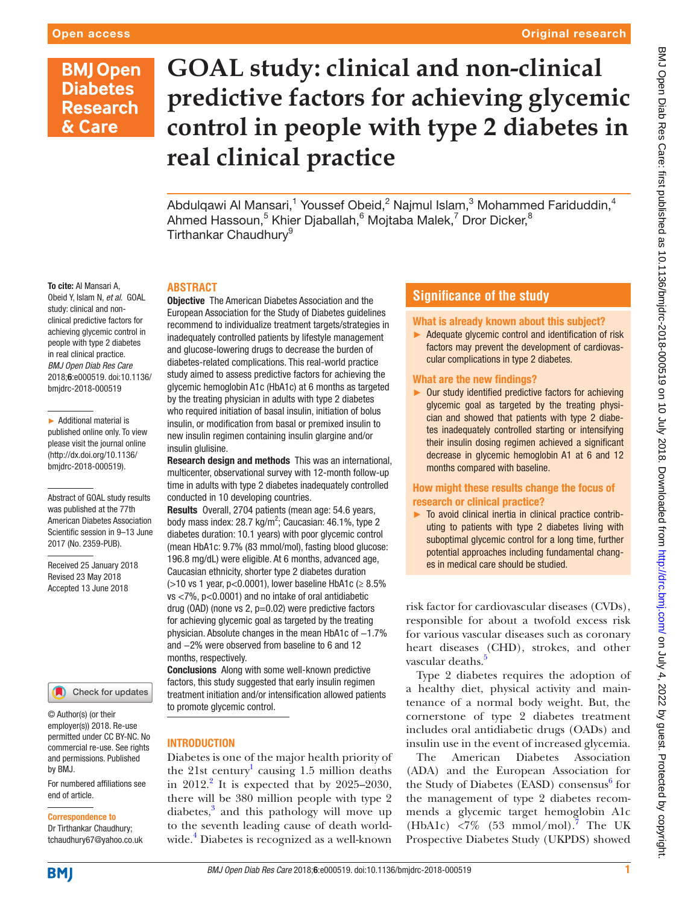Open access

Original research

# GOAL study: clinical and non-clinical predictive factors for achieving glycemic control in people with type 2 diabetes in real clinical practice

Abdulqawi Al Mansari,[1] Youssef Obeid,[2] Najmul Islam,[3] Mohammed Fariduddin,[4] Ahmed Hassoun,[5] Khier Djaballah,[6] Mojtaba Malek,[7] Dror Dicker,[8] Tirthankar Chaudhury[9]

**To cite:** Al Mansari A, Obeid Y, Islam N, *et al*. GOAL study: clinical and non-clinical predictive factors for achieving glycemic control in people with type 2 diabetes in real clinical practice. *BMJ Open Diab Res Care* 2018;**6**:e000519. doi:10.1136/bmjdrc-2018-000519

► Additional material is published online only. To view please visit the journal online (http://dx.doi.org/10.1136/bmjdrc-2018-000519).

Abstract of GOAL study results was published at the 77th American Diabetes Association Scientific session in 9–13 June 2017 (No. 2359-PUB).

Received 25 January 2018
Revised 23 May 2018
Accepted 13 June 2018

© Author(s) (or their employer(s)) 2018. Re-use permitted under CC BY-NC. No commercial re-use. See rights and permissions. Published by BMJ.

For numbered affiliations see end of article.

**Correspondence to**
Dr Tirthankar Chaudhury; tchaudhury67@yahoo.co.uk

## ABSTRACT

**Objective** The American Diabetes Association and the European Association for the Study of Diabetes guidelines recommend to individualize treatment targets/strategies in inadequately controlled patients by lifestyle management and glucose-lowering drugs to decrease the burden of diabetes-related complications. This real-world practice study aimed to assess predictive factors for achieving the glycemic hemoglobin A1c (HbA1c) at 6 months as targeted by the treating physician in adults with type 2 diabetes who required initiation of basal insulin, initiation of bolus insulin, or modification from basal or premixed insulin to new insulin regimen containing insulin glargine and/or insulin glulisine.

**Research design and methods** This was an international, multicenter, observational survey with 12-month follow-up time in adults with type 2 diabetes inadequately controlled conducted in 10 developing countries.

**Results** Overall, 2704 patients (mean age: 54.6 years, body mass index: 28.7 kg/m$^2$; Caucasian: 46.1%, type 2 diabetes duration: 10.1 years) with poor glycemic control (mean HbA1c: 9.7% (83 mmol/mol), fasting blood glucose: 196.8 mg/dL) were eligible. At 6 months, advanced age, Caucasian ethnicity, shorter type 2 diabetes duration (>10 vs 1 year, p<0.0001), lower baseline HbA1c (≥ 8.5% vs <7%, p<0.0001) and no intake of oral antidiabetic drug (OAD) (none vs 2, p=0.02) were predictive factors for achieving glycemic goal as targeted by the treating physician. Absolute changes in the mean HbA1c of −1.7% and −2% were observed from baseline to 6 and 12 months, respectively.

**Conclusions** Along with some well-known predictive factors, this study suggested that early insulin regimen treatment initiation and/or intensification allowed patients to promote glycemic control.

## Significance of the study

### What is already known about this subject?

► Adequate glycemic control and identification of risk factors may prevent the development of cardiovascular complications in type 2 diabetes.

### What are the new findings?

► Our study identified predictive factors for achieving glycemic goal as targeted by the treating physician and showed that patients with type 2 diabetes inadequately controlled starting or intensifying their insulin dosing regimen achieved a significant decrease in glycemic hemoglobin A1 at 6 and 12 months compared with baseline.

### How might these results change the focus of research or clinical practice?

► To avoid clinical inertia in clinical practice contributing to patients with type 2 diabetes living with suboptimal glycemic control for a long time, further potential approaches including fundamental changes in medical care should be studied.

## INTRODUCTION

Diabetes is one of the major health priority of the 21st century[1] causing 1.5 million deaths in 2012.[2] It is expected that by 2025–2030, there will be 380 million people with type 2 diabetes,[3] and this pathology will move up to the seventh leading cause of death worldwide.[4] Diabetes is recognized as a well-known risk factor for cardiovascular diseases (CVDs), responsible for about a twofold excess risk for various vascular diseases such as coronary heart diseases (CHD), strokes, and other vascular deaths.[5]

Type 2 diabetes requires the adoption of a healthy diet, physical activity and maintenance of a normal body weight. But, the cornerstone of type 2 diabetes treatment includes oral antidiabetic drugs (OADs) and insulin use in the event of increased glycemia.

The American Diabetes Association (ADA) and the European Association for the Study of Diabetes (EASD) consensus[6] for the management of type 2 diabetes recommends a glycemic target hemoglobin A1c (HbA1c) <7% (53 mmol/mol).[7] The UK Prospective Diabetes Study (UKPDS) showed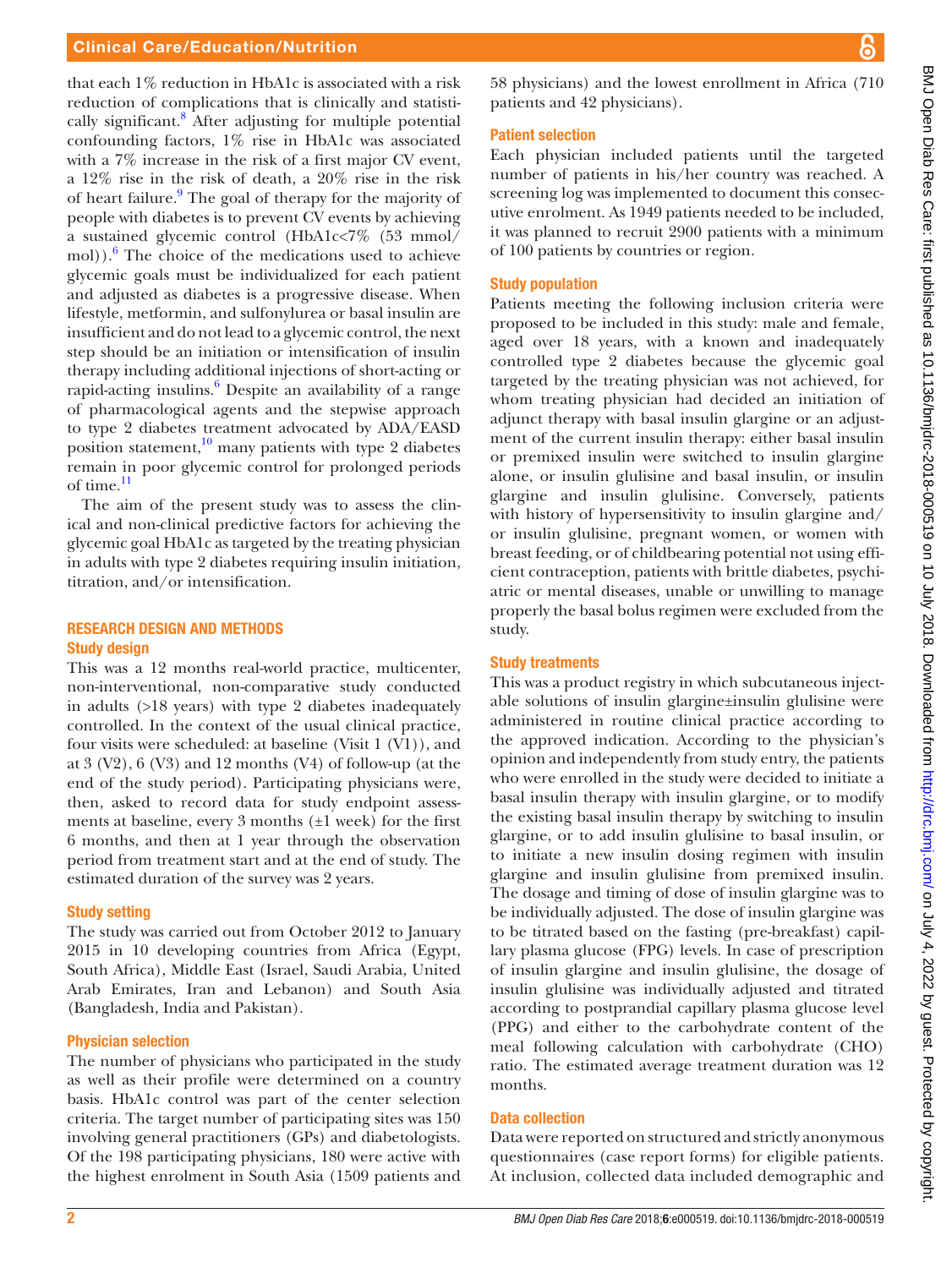that each 1% reduction in HbA1c is associated with a risk reduction of complications that is clinically and statistically significant.[8] After adjusting for multiple potential confounding factors, 1% rise in HbA1c was associated with a 7% increase in the risk of a first major CV event, a 12% rise in the risk of death, a 20% rise in the risk of heart failure.[9] The goal of therapy for the majority of people with diabetes is to prevent CV events by achieving a sustained glycemic control (HbA1c<7% (53 mmol/mol)).[6] The choice of the medications used to achieve glycemic goals must be individualized for each patient and adjusted as diabetes is a progressive disease. When lifestyle, metformin, and sulfonylurea or basal insulin are insufficient and do not lead to a glycemic control, the next step should be an initiation or intensification of insulin therapy including additional injections of short-acting or rapid-acting insulins.[6] Despite an availability of a range of pharmacological agents and the stepwise approach to type 2 diabetes treatment advocated by ADA/EASD position statement,[10] many patients with type 2 diabetes remain in poor glycemic control for prolonged periods of time.[11]

The aim of the present study was to assess the clinical and non-clinical predictive factors for achieving the glycemic goal HbA1c as targeted by the treating physician in adults with type 2 diabetes requiring insulin initiation, titration, and/or intensification.

## RESEARCH DESIGN AND METHODS

### Study design

This was a 12 months real-world practice, multicenter, non-interventional, non-comparative study conducted in adults (>18 years) with type 2 diabetes inadequately controlled. In the context of the usual clinical practice, four visits were scheduled: at baseline (Visit 1 (V1)), and at 3 (V2), 6 (V3) and 12 months (V4) of follow-up (at the end of the study period). Participating physicians were, then, asked to record data for study endpoint assessments at baseline, every 3 months (±1 week) for the first 6 months, and then at 1 year through the observation period from treatment start and at the end of study. The estimated duration of the survey was 2 years.

### Study setting

The study was carried out from October 2012 to January 2015 in 10 developing countries from Africa (Egypt, South Africa), Middle East (Israel, Saudi Arabia, United Arab Emirates, Iran and Lebanon) and South Asia (Bangladesh, India and Pakistan).

### Physician selection

The number of physicians who participated in the study as well as their profile were determined on a country basis. HbA1c control was part of the center selection criteria. The target number of participating sites was 150 involving general practitioners (GPs) and diabetologists. Of the 198 participating physicians, 180 were active with the highest enrolment in South Asia (1509 patients and 58 physicians) and the lowest enrollment in Africa (710 patients and 42 physicians).

### Patient selection

Each physician included patients until the targeted number of patients in his/her country was reached. A screening log was implemented to document this consecutive enrolment. As 1949 patients needed to be included, it was planned to recruit 2900 patients with a minimum of 100 patients by countries or region.

### Study population

Patients meeting the following inclusion criteria were proposed to be included in this study: male and female, aged over 18 years, with a known and inadequately controlled type 2 diabetes because the glycemic goal targeted by the treating physician was not achieved, for whom treating physician had decided an initiation of adjunct therapy with basal insulin glargine or an adjustment of the current insulin therapy: either basal insulin or premixed insulin were switched to insulin glargine alone, or insulin glulisine and basal insulin, or insulin glargine and insulin glulisine. Conversely, patients with history of hypersensitivity to insulin glargine and/or insulin glulisine, pregnant women, or women with breast feeding, or of childbearing potential not using efficient contraception, patients with brittle diabetes, psychiatric or mental diseases, unable or unwilling to manage properly the basal bolus regimen were excluded from the study.

### Study treatments

This was a product registry in which subcutaneous injectable solutions of insulin glargine±insulin glulisine were administered in routine clinical practice according to the approved indication. According to the physician's opinion and independently from study entry, the patients who were enrolled in the study were decided to initiate a basal insulin therapy with insulin glargine, or to modify the existing basal insulin therapy by switching to insulin glargine, or to add insulin glulisine to basal insulin, or to initiate a new insulin dosing regimen with insulin glargine and insulin glulisine from premixed insulin. The dosage and timing of dose of insulin glargine was to be individually adjusted. The dose of insulin glargine was to be titrated based on the fasting (pre-breakfast) capillary plasma glucose (FPG) levels. In case of prescription of insulin glargine and insulin glulisine, the dosage of insulin glulisine was individually adjusted and titrated according to postprandial capillary plasma glucose level (PPG) and either to the carbohydrate content of the meal following calculation with carbohydrate (CHO) ratio. The estimated average treatment duration was 12 months.

### Data collection

Data were reported on structured and strictly anonymous questionnaires (case report forms) for eligible patients. At inclusion, collected data included demographic and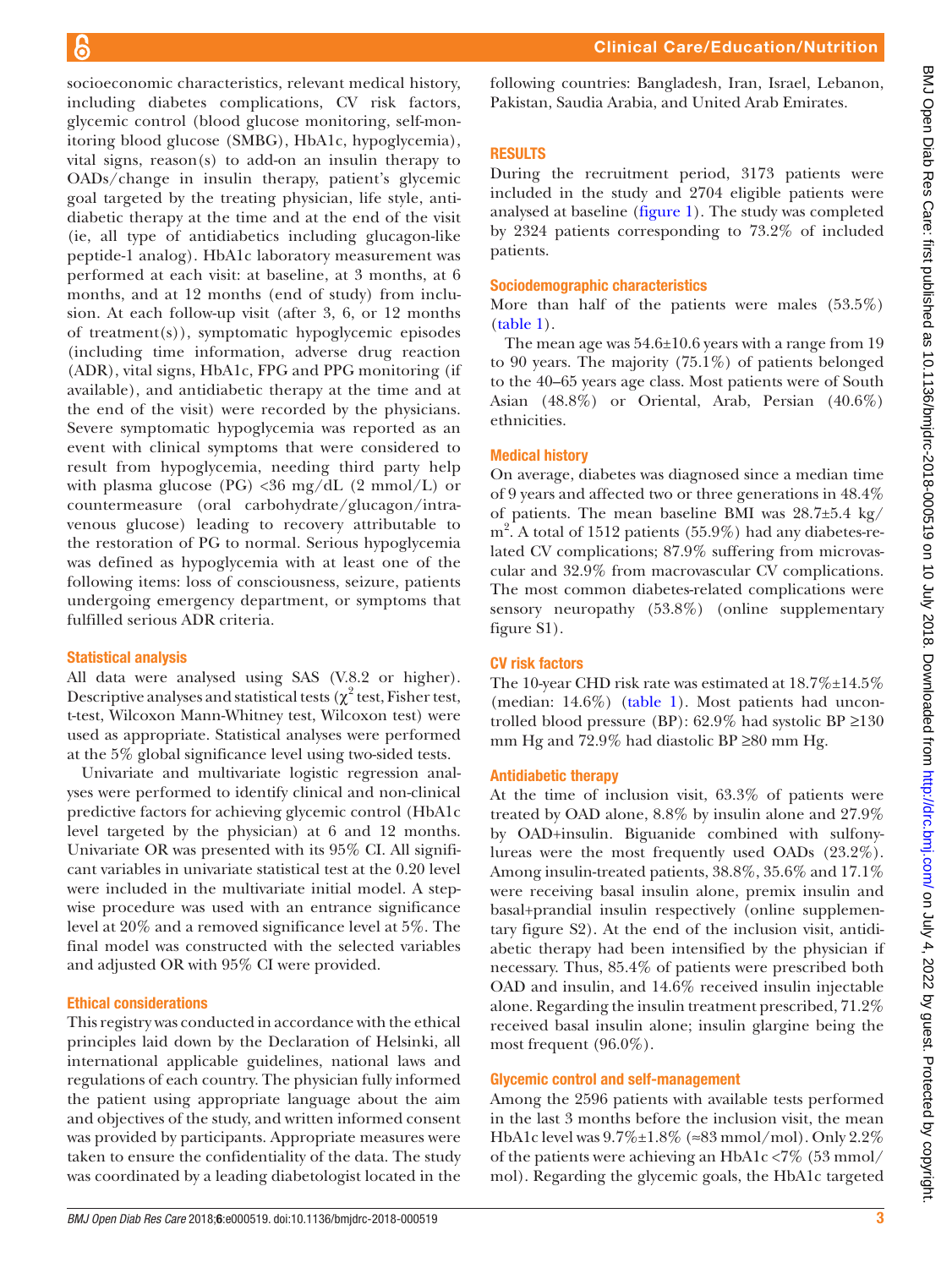socioeconomic characteristics, relevant medical history, including diabetes complications, CV risk factors, glycemic control (blood glucose monitoring, self-monitoring blood glucose (SMBG), HbA1c, hypoglycemia), vital signs, reason(s) to add-on an insulin therapy to OADs/change in insulin therapy, patient's glycemic goal targeted by the treating physician, life style, antidiabetic therapy at the time and at the end of the visit (ie, all type of antidiabetics including glucagon-like peptide-1 analog). HbA1c laboratory measurement was performed at each visit: at baseline, at 3 months, at 6 months, and at 12 months (end of study) from inclusion. At each follow-up visit (after 3, 6, or 12 months of treatment(s)), symptomatic hypoglycemic episodes (including time information, adverse drug reaction (ADR), vital signs, HbA1c, FPG and PPG monitoring (if available), and antidiabetic therapy at the time and at the end of the visit) were recorded by the physicians. Severe symptomatic hypoglycemia was reported as an event with clinical symptoms that were considered to result from hypoglycemia, needing third party help with plasma glucose (PG) <36 mg/dL (2 mmol/L) or countermeasure (oral carbohydrate/glucagon/intravenous glucose) leading to recovery attributable to the restoration of PG to normal. Serious hypoglycemia was defined as hypoglycemia with at least one of the following items: loss of consciousness, seizure, patients undergoing emergency department, or symptoms that fulfilled serious ADR criteria.

### Statistical analysis

All data were analysed using SAS (V.8.2 or higher). Descriptive analyses and statistical tests ($\chi^2$ test, Fisher test, t-test, Wilcoxon Mann-Whitney test, Wilcoxon test) were used as appropriate. Statistical analyses were performed at the 5% global significance level using two-sided tests.

Univariate and multivariate logistic regression analyses were performed to identify clinical and non-clinical predictive factors for achieving glycemic control (HbA1c level targeted by the physician) at 6 and 12 months. Univariate OR was presented with its 95% CI. All significant variables in univariate statistical test at the 0.20 level were included in the multivariate initial model. A stepwise procedure was used with an entrance significance level at 20% and a removed significance level at 5%. The final model was constructed with the selected variables and adjusted OR with 95% CI were provided.

### Ethical considerations

This registry was conducted in accordance with the ethical principles laid down by the Declaration of Helsinki, all international applicable guidelines, national laws and regulations of each country. The physician fully informed the patient using appropriate language about the aim and objectives of the study, and written informed consent was provided by participants. Appropriate measures were taken to ensure the confidentiality of the data. The study was coordinated by a leading diabetologist located in the following countries: Bangladesh, Iran, Israel, Lebanon, Pakistan, Saudia Arabia, and United Arab Emirates.

## RESULTS

During the recruitment period, 3173 patients were included in the study and 2704 eligible patients were analysed at baseline (figure 1). The study was completed by 2324 patients corresponding to 73.2% of included patients.

### Sociodemographic characteristics

More than half of the patients were males (53.5%) (table 1).

The mean age was 54.6±10.6 years with a range from 19 to 90 years. The majority (75.1%) of patients belonged to the 40–65 years age class. Most patients were of South Asian (48.8%) or Oriental, Arab, Persian (40.6%) ethnicities.

### Medical history

On average, diabetes was diagnosed since a median time of 9 years and affected two or three generations in 48.4% of patients. The mean baseline BMI was 28.7±5.4 kg/m$^2$. A total of 1512 patients (55.9%) had any diabetes-related CV complications; 87.9% suffering from microvascular and 32.9% from macrovascular CV complications. The most common diabetes-related complications were sensory neuropathy (53.8%) (online supplementary figure S1).

### CV risk factors

The 10-year CHD risk rate was estimated at 18.7%±14.5% (median: 14.6%) (table 1). Most patients had uncontrolled blood pressure (BP): 62.9% had systolic BP ≥130 mm Hg and 72.9% had diastolic BP ≥80 mm Hg.

### Antidiabetic therapy

At the time of inclusion visit, 63.3% of patients were treated by OAD alone, 8.8% by insulin alone and 27.9% by OAD+insulin. Biguanide combined with sulfonylureas were the most frequently used OADs (23.2%). Among insulin-treated patients, 38.8%, 35.6% and 17.1% were receiving basal insulin alone, premix insulin and basal+prandial insulin respectively (online supplementary figure S2). At the end of the inclusion visit, antidiabetic therapy had been intensified by the physician if necessary. Thus, 85.4% of patients were prescribed both OAD and insulin, and 14.6% received insulin injectable alone. Regarding the insulin treatment prescribed, 71.2% received basal insulin alone; insulin glargine being the most frequent (96.0%).

### Glycemic control and self-management

Among the 2596 patients with available tests performed in the last 3 months before the inclusion visit, the mean HbA1c level was 9.7%±1.8% (≈83 mmol/mol). Only 2.2% of the patients were achieving an HbA1c <7% (53 mmol/mol). Regarding the glycemic goals, the HbA1c targeted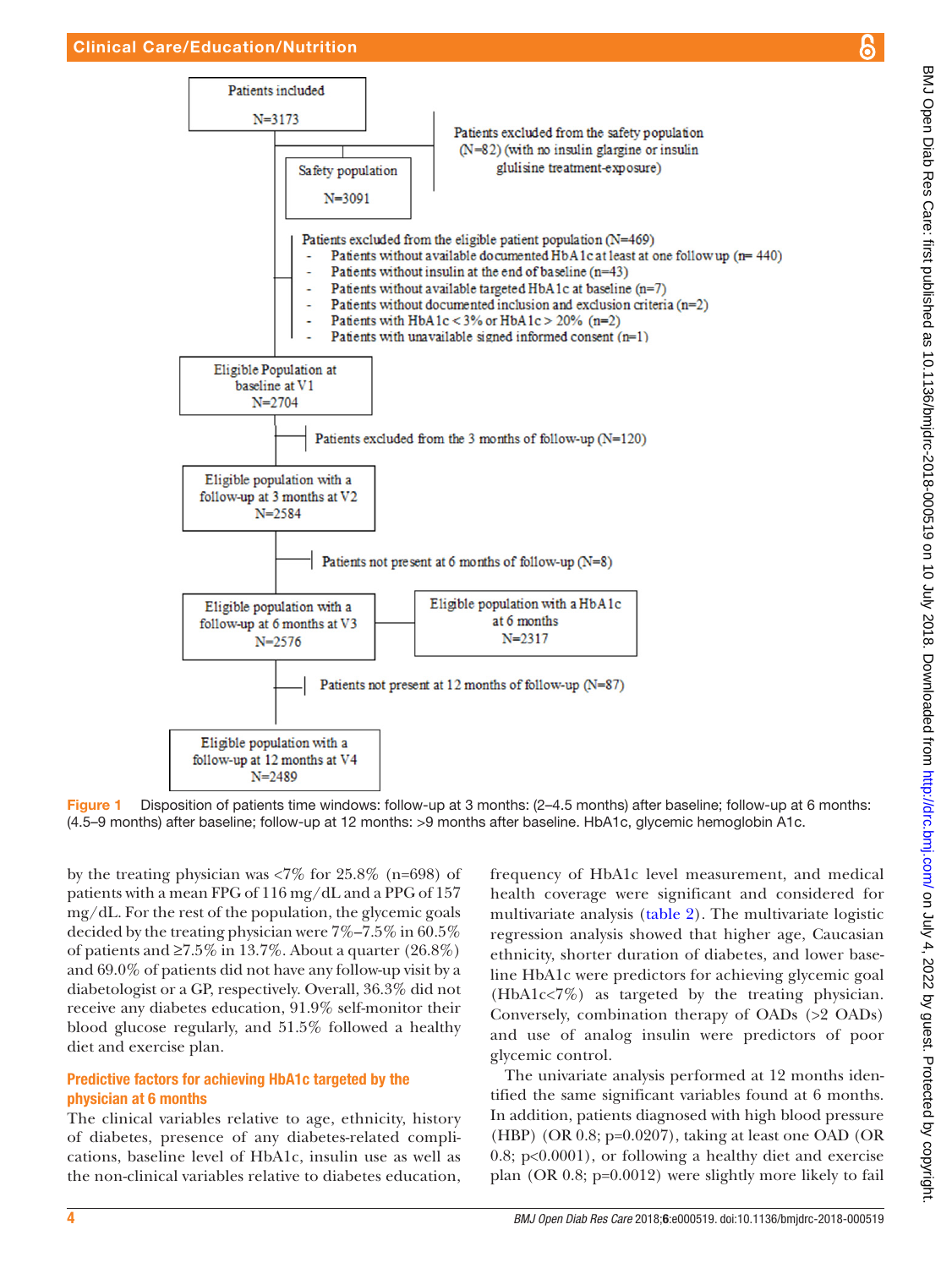Patients included
N=3173

Patients excluded from the safety population (N=82) (with no insulin glargine or insulin glulisine treatment-exposure)

Safety population
N=3091

Patients excluded from the eligible patient population (N=469)
- Patients without available documented HbA1c at least at one follow up (n= 440)
- Patients without insulin at the end of baseline (n=43)
- Patients without available targeted HbA1c at baseline (n=7)
- Patients without documented inclusion and exclusion criteria (n=2)
- Patients with HbA1c < 3% or HbA1c > 20% (n=2)
- Patients with unavailable signed informed consent (n=1)

Eligible Population at baseline at V1
N=2704

Patients excluded from the 3 months of follow-up (N=120)

Eligible population with a follow-up at 3 months at V2
N=2584

Patients not present at 6 months of follow-up (N=8)

Eligible population with a follow-up at 6 months at V3
N=2576

Eligible population with a HbA1c at 6 months
N=2317

Patients not present at 12 months of follow-up (N=87)

Eligible population with a follow-up at 12 months at V4
N=2489

**Figure 1** Disposition of patients time windows: follow-up at 3 months: (2–4.5 months) after baseline; follow-up at 6 months: (4.5–9 months) after baseline; follow-up at 12 months: >9 months after baseline. HbA1c, glycemic hemoglobin A1c.

by the treating physician was <7% for 25.8% (n=698) of patients with a mean FPG of 116 mg/dL and a PPG of 157 mg/dL. For the rest of the population, the glycemic goals decided by the treating physician were 7%–7.5% in 60.5% of patients and ≥7.5% in 13.7%. About a quarter (26.8%) and 69.0% of patients did not have any follow-up visit by a diabetologist or a GP, respectively. Overall, 36.3% did not receive any diabetes education, 91.9% self-monitor their blood glucose regularly, and 51.5% followed a healthy diet and exercise plan.

### Predictive factors for achieving HbA1c targeted by the physician at 6 months

The clinical variables relative to age, ethnicity, history of diabetes, presence of any diabetes-related complications, baseline level of HbA1c, insulin use as well as the non-clinical variables relative to diabetes education, frequency of HbA1c level measurement, and medical health coverage were significant and considered for multivariate analysis (table 2). The multivariate logistic regression analysis showed that higher age, Caucasian ethnicity, shorter duration of diabetes, and lower baseline HbA1c were predictors for achieving glycemic goal (HbA1c<7%) as targeted by the treating physician. Conversely, combination therapy of OADs (>2 OADs) and use of analog insulin were predictors of poor glycemic control.

The univariate analysis performed at 12 months identified the same significant variables found at 6 months. In addition, patients diagnosed with high blood pressure (HBP) (OR 0.8; p=0.0207), taking at least one OAD (OR 0.8; p<0.0001), or following a healthy diet and exercise plan (OR 0.8; p=0.0012) were slightly more likely to fail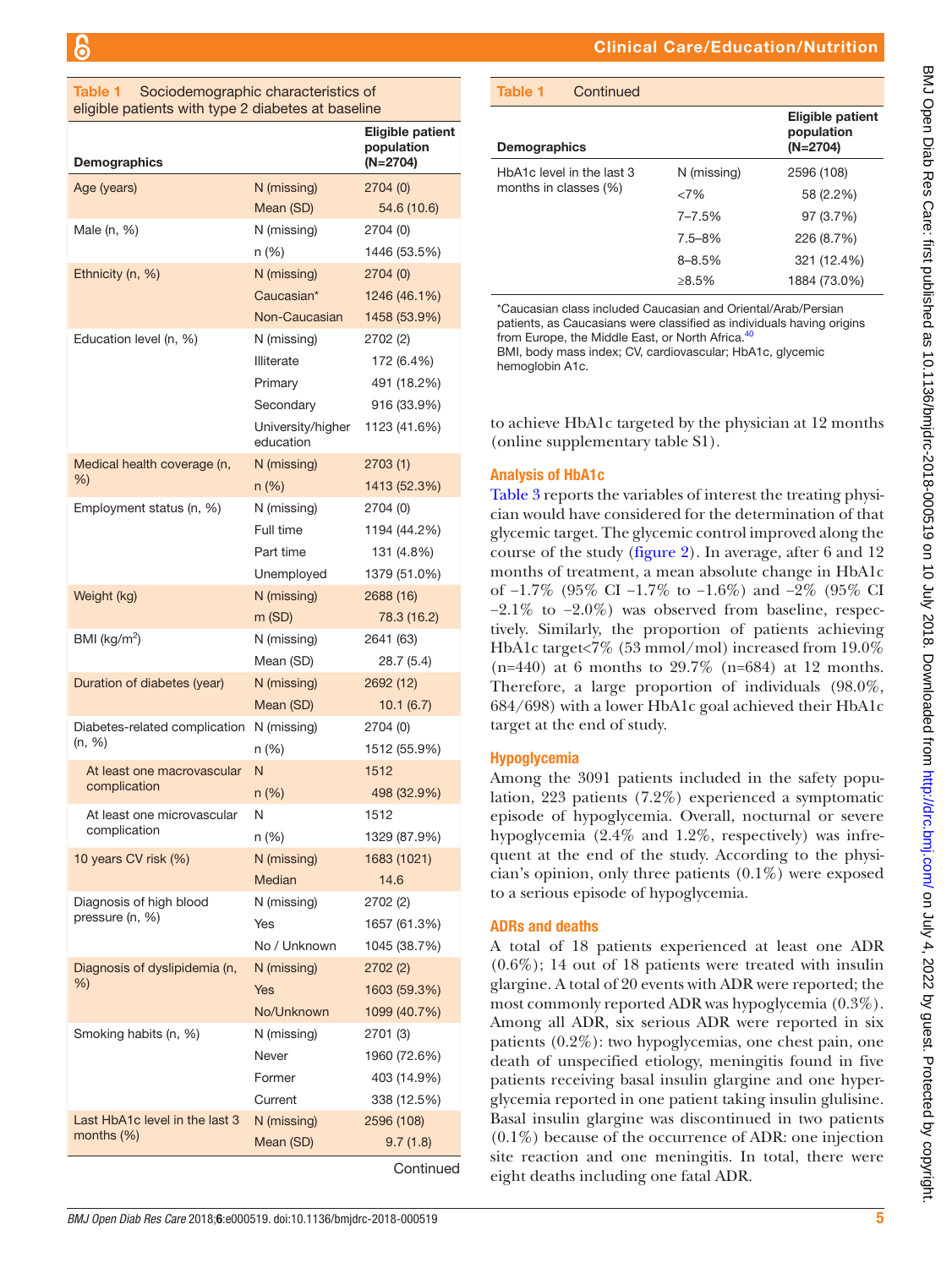Table 1 Sociodemographic characteristics of eligible patients with type 2 diabetes at baseline

| Demographics | | Eligible patient population (N=2704) |
|---|---|---|
| Age (years) | N (missing) | 2704 (0) |
| | Mean (SD) | 54.6 (10.6) |
| Male (n, %) | N (missing) | 2704 (0) |
| | n (%) | 1446 (53.5%) |
| Ethnicity (n, %) | N (missing) | 2704 (0) |
| | Caucasian* | 1246 (46.1%) |
| | Non-Caucasian | 1458 (53.9%) |
| Education level (n, %) | N (missing) | 2702 (2) |
| | Illiterate | 172 (6.4%) |
| | Primary | 491 (18.2%) |
| | Secondary | 916 (33.9%) |
| | University/higher education | 1123 (41.6%) |
| Medical health coverage (n, %) | N (missing) | 2703 (1) |
| | n (%) | 1413 (52.3%) |
| Employment status (n, %) | N (missing) | 2704 (0) |
| | Full time | 1194 (44.2%) |
| | Part time | 131 (4.8%) |
| | Unemployed | 1379 (51.0%) |
| Weight (kg) | N (missing) | 2688 (16) |
| | m (SD) | 78.3 (16.2) |
| BMI (kg/m$^2$) | N (missing) | 2641 (63) |
| | Mean (SD) | 28.7 (5.4) |
| Duration of diabetes (year) | N (missing) | 2692 (12) |
| | Mean (SD) | 10.1 (6.7) |
| Diabetes-related complication (n, %) | N (missing) | 2704 (0) |
| | n (%) | 1512 (55.9%) |
| At least one macrovascular complication | N | 1512 |
| | n (%) | 498 (32.9%) |
| At least one microvascular complication | N | 1512 |
| | n (%) | 1329 (87.9%) |
| 10 years CV risk (%) | N (missing) | 1683 (1021) |
| | Median | 14.6 |
| Diagnosis of high blood pressure (n, %) | N (missing) | 2702 (2) |
| | Yes | 1657 (61.3%) |
| | No / Unknown | 1045 (38.7%) |
| Diagnosis of dyslipidemia (n, %) | N (missing) | 2702 (2) |
| | Yes | 1603 (59.3%) |
| | No/Unknown | 1099 (40.7%) |
| Smoking habits (n, %) | N (missing) | 2701 (3) |
| | Never | 1960 (72.6%) |
| | Former | 403 (14.9%) |
| | Current | 338 (12.5%) |
| Last HbA1c level in the last 3 months (%) | N (missing) | 2596 (108) |
| | Mean (SD) | 9.7 (1.8) |
| HbA1c level in the last 3 months in classes (%) | N (missing) | 2596 (108) |
| | <7% | 58 (2.2%) |
| | 7–7.5% | 97 (3.7%) |
| | 7.5–8% | 226 (8.7%) |
| | 8–8.5% | 321 (12.4%) |
| | ≥8.5% | 1884 (73.0%) |

*Caucasian class included Caucasian and Oriental/Arab/Persian patients, as Caucasians were classified as individuals having origins from Europe, the Middle East, or North Africa.[40]
BMI, body mass index; CV, cardiovascular; HbA1c, glycemic hemoglobin A1c.

to achieve HbA1c targeted by the physician at 12 months (online supplementary table S1).

## Analysis of HbA1c

Table 3 reports the variables of interest the treating physician would have considered for the determination of that glycemic target. The glycemic control improved along the course of the study (figure 2). In average, after 6 and 12 months of treatment, a mean absolute change in HbA1c of −1.7% (95% CI −1.7% to −1.6%) and −2% (95% CI −2.1% to −2.0%) was observed from baseline, respectively. Similarly, the proportion of patients achieving HbA1c target<7% (53 mmol/mol) increased from 19.0% (n=440) at 6 months to 29.7% (n=684) at 12 months. Therefore, a large proportion of individuals (98.0%, 684/698) with a lower HbA1c goal achieved their HbA1c target at the end of study.

## Hypoglycemia

Among the 3091 patients included in the safety population, 223 patients (7.2%) experienced a symptomatic episode of hypoglycemia. Overall, nocturnal or severe hypoglycemia (2.4% and 1.2%, respectively) was infrequent at the end of the study. According to the physician's opinion, only three patients (0.1%) were exposed to a serious episode of hypoglycemia.

## ADRs and deaths

A total of 18 patients experienced at least one ADR (0.6%); 14 out of 18 patients were treated with insulin glargine. A total of 20 events with ADR were reported; the most commonly reported ADR was hypoglycemia (0.3%). Among all ADR, six serious ADR were reported in six patients (0.2%): two hypoglycemias, one chest pain, one death of unspecified etiology, meningitis found in five patients receiving basal insulin glargine and one hyperglycemia reported in one patient taking insulin glulisine. Basal insulin glargine was discontinued in two patients (0.1%) because of the occurrence of ADR: one injection site reaction and one meningitis. In total, there were eight deaths including one fatal ADR.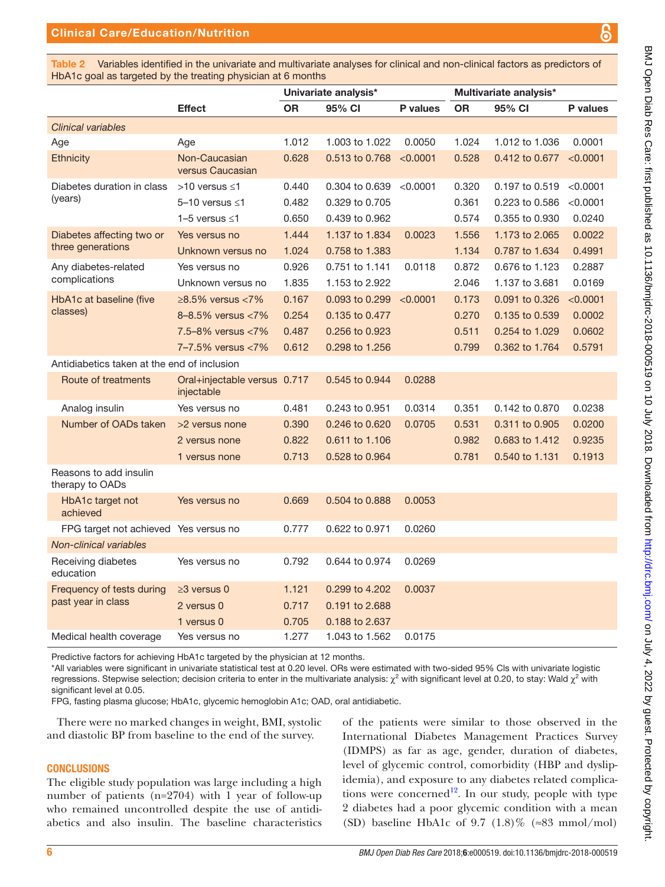**Table 2** Variables identified in the univariate and multivariate analyses for clinical and non-clinical factors as predictors of HbA1c goal as targeted by the treating physician at 6 months

| | Effect | Univariate analysis* | | | Multivariate analysis* | | |
|---|---|---|---|---|---|---|---|
| | | OR | 95% CI | P values | OR | 95% CI | P values |
| *Clinical variables* | | | | | | | |
| Age | Age | 1.012 | 1.003 to 1.022 | 0.0050 | 1.024 | 1.012 to 1.036 | 0.0001 |
| Ethnicity | Non-Caucasian versus Caucasian | 0.628 | 0.513 to 0.768 | <0.0001 | 0.528 | 0.412 to 0.677 | <0.0001 |
| Diabetes duration in class (years) | >10 versus ≤1 | 0.440 | 0.304 to 0.639 | <0.0001 | 0.320 | 0.197 to 0.519 | <0.0001 |
| | 5–10 versus ≤1 | 0.482 | 0.329 to 0.705 | | 0.361 | 0.223 to 0.586 | <0.0001 |
| | 1–5 versus ≤1 | 0.650 | 0.439 to 0.962 | | 0.574 | 0.355 to 0.930 | 0.0240 |
| Diabetes affecting two or three generations | Yes versus no | 1.444 | 1.137 to 1.834 | 0.0023 | 1.556 | 1.173 to 2.065 | 0.0022 |
| | Unknown versus no | 1.024 | 0.758 to 1.383 | | 1.134 | 0.787 to 1.634 | 0.4991 |
| Any diabetes-related complications | Yes versus no | 0.926 | 0.751 to 1.141 | 0.0118 | 0.872 | 0.676 to 1.123 | 0.2887 |
| | Unknown versus no | 1.835 | 1.153 to 2.922 | | 2.046 | 1.137 to 3.681 | 0.0169 |
| HbA1c at baseline (five classes) | ≥8.5% versus <7% | 0.167 | 0.093 to 0.299 | <0.0001 | 0.173 | 0.091 to 0.326 | <0.0001 |
| | 8–8.5% versus <7% | 0.254 | 0.135 to 0.477 | | 0.270 | 0.135 to 0.539 | 0.0002 |
| | 7.5–8% versus <7% | 0.487 | 0.256 to 0.923 | | 0.511 | 0.254 to 1.029 | 0.0602 |
| | 7–7.5% versus <7% | 0.612 | 0.298 to 1.256 | | 0.799 | 0.362 to 1.764 | 0.5791 |
| Antidiabetics taken at the end of inclusion | | | | | | | |
| Route of treatments | Oral+injectable versus injectable | 0.717 | 0.545 to 0.944 | 0.0288 | | | |
| Analog insulin | Yes versus no | 0.481 | 0.243 to 0.951 | 0.0314 | 0.351 | 0.142 to 0.870 | 0.0238 |
| Number of OADs taken | >2 versus none | 0.390 | 0.246 to 0.620 | 0.0705 | 0.531 | 0.311 to 0.905 | 0.0200 |
| | 2 versus none | 0.822 | 0.611 to 1.106 | | 0.982 | 0.683 to 1.412 | 0.9235 |
| | 1 versus none | 0.713 | 0.528 to 0.964 | | 0.781 | 0.540 to 1.131 | 0.1913 |
| Reasons to add insulin therapy to OADs | | | | | | | |
| HbA1c target not achieved | Yes versus no | 0.669 | 0.504 to 0.888 | 0.0053 | | | |
| FPG target not achieved | Yes versus no | 0.777 | 0.622 to 0.971 | 0.0260 | | | |
| *Non-clinical variables* | | | | | | | |
| Receiving diabetes education | Yes versus no | 0.792 | 0.644 to 0.974 | 0.0269 | | | |
| Frequency of tests during past year in class | ≥3 versus 0 | 1.121 | 0.299 to 4.202 | 0.0037 | | | |
| | 2 versus 0 | 0.717 | 0.191 to 2.688 | | | | |
| | 1 versus 0 | 0.705 | 0.188 to 2.637 | | | | |
| Medical health coverage | Yes versus no | 1.277 | 1.043 to 1.562 | 0.0175 | | | |

Predictive factors for achieving HbA1c targeted by the physician at 12 months.

*All variables were significant in univariate statistical test at 0.20 level. ORs were estimated with two-sided 95% CIs with univariate logistic regressions. Stepwise selection; decision criteria to enter in the multivariate analysis: $\chi^2$ with significant level at 0.20, to stay: Wald $\chi^2$ with significant level at 0.05.

FPG, fasting plasma glucose; HbA1c, glycemic hemoglobin A1c; OAD, oral antidiabetic.

There were no marked changes in weight, BMI, systolic and diastolic BP from baseline to the end of the survey.

## CONCLUSIONS

The eligible study population was large including a high number of patients (n=2704) with 1 year of follow-up who remained uncontrolled despite the use of antidiabetics and also insulin. The baseline characteristics of the patients were similar to those observed in the International Diabetes Management Practices Survey (IDMPS) as far as age, gender, duration of diabetes, level of glycemic control, comorbidity (HBP and dyslipidemia), and exposure to any diabetes related complications were concerned[12]. In our study, people with type 2 diabetes had a poor glycemic condition with a mean (SD) baseline HbA1c of 9.7 (1.8)% (≈83 mmol/mol)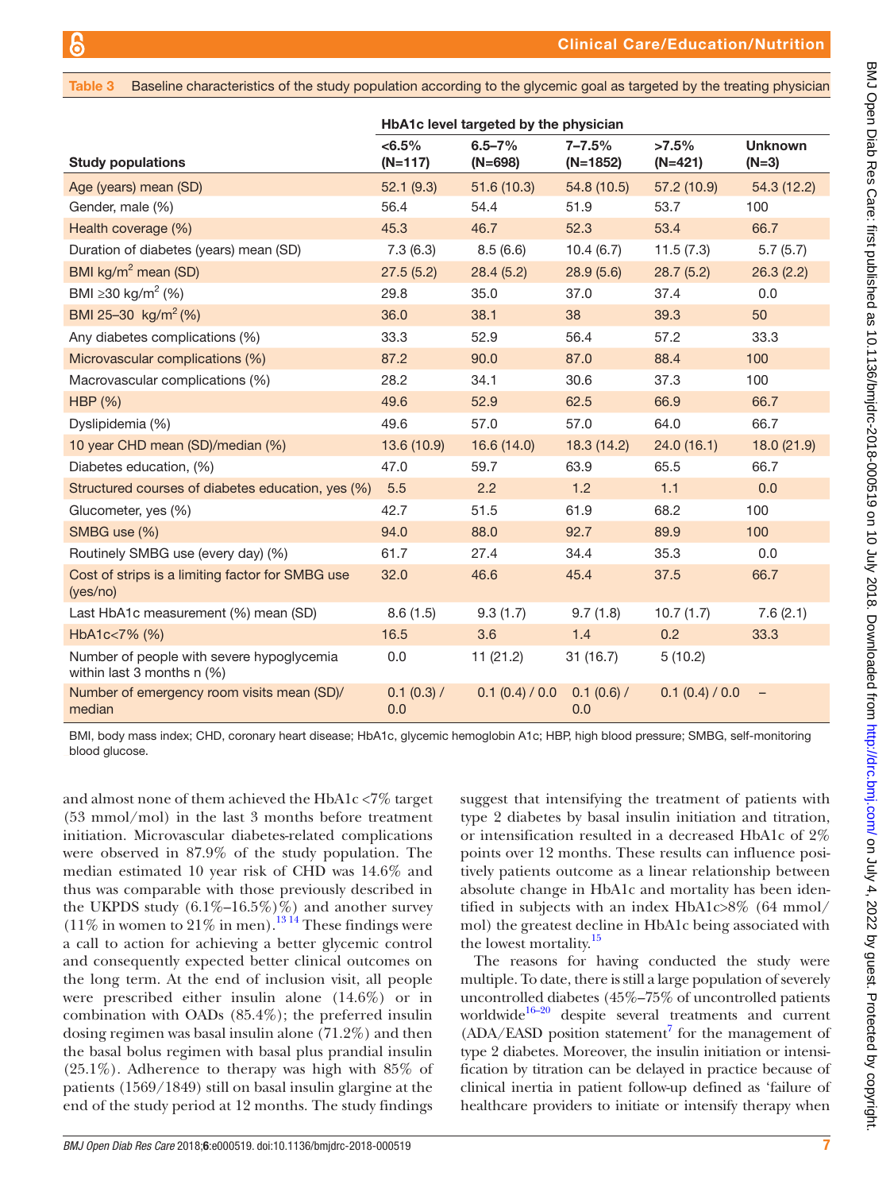**Table 3** Baseline characteristics of the study population according to the glycemic goal as targeted by the treating physician

| | HbA1c level targeted by the physician | | | | |
|---|---|---|---|---|---|
| **Study populations** | **<6.5% (N=117)** | **6.5–7% (N=698)** | **7–7.5% (N=1852)** | **>7.5% (N=421)** | **Unknown (N=3)** |
| Age (years) mean (SD) | 52.1 (9.3) | 51.6 (10.3) | 54.8 (10.5) | 57.2 (10.9) | 54.3 (12.2) |
| Gender, male (%) | 56.4 | 54.4 | 51.9 | 53.7 | 100 |
| Health coverage (%) | 45.3 | 46.7 | 52.3 | 53.4 | 66.7 |
| Duration of diabetes (years) mean (SD) | 7.3 (6.3) | 8.5 (6.6) | 10.4 (6.7) | 11.5 (7.3) | 5.7 (5.7) |
| BMI kg/m$^2$ mean (SD) | 27.5 (5.2) | 28.4 (5.2) | 28.9 (5.6) | 28.7 (5.2) | 26.3 (2.2) |
| BMI ≥30 kg/m$^2$ (%) | 29.8 | 35.0 | 37.0 | 37.4 | 0.0 |
| BMI 25–30 kg/m$^2$ (%) | 36.0 | 38.1 | 38 | 39.3 | 50 |
| Any diabetes complications (%) | 33.3 | 52.9 | 56.4 | 57.2 | 33.3 |
| Microvascular complications (%) | 87.2 | 90.0 | 87.0 | 88.4 | 100 |
| Macrovascular complications (%) | 28.2 | 34.1 | 30.6 | 37.3 | 100 |
| HBP (%) | 49.6 | 52.9 | 62.5 | 66.9 | 66.7 |
| Dyslipidemia (%) | 49.6 | 57.0 | 57.0 | 64.0 | 66.7 |
| 10 year CHD mean (SD)/median (%) | 13.6 (10.9) | 16.6 (14.0) | 18.3 (14.2) | 24.0 (16.1) | 18.0 (21.9) |
| Diabetes education, (%) | 47.0 | 59.7 | 63.9 | 65.5 | 66.7 |
| Structured courses of diabetes education, yes (%) | 5.5 | 2.2 | 1.2 | 1.1 | 0.0 |
| Glucometer, yes (%) | 42.7 | 51.5 | 61.9 | 68.2 | 100 |
| SMBG use (%) | 94.0 | 88.0 | 92.7 | 89.9 | 100 |
| Routinely SMBG use (every day) (%) | 61.7 | 27.4 | 34.4 | 35.3 | 0.0 |
| Cost of strips is a limiting factor for SMBG use (yes/no) | 32.0 | 46.6 | 45.4 | 37.5 | 66.7 |
| Last HbA1c measurement (%) mean (SD) | 8.6 (1.5) | 9.3 (1.7) | 9.7 (1.8) | 10.7 (1.7) | 7.6 (2.1) |
| HbA1c<7% (%) | 16.5 | 3.6 | 1.4 | 0.2 | 33.3 |
| Number of people with severe hypoglycemia within last 3 months n (%) | 0.0 | 11 (21.2) | 31 (16.7) | 5 (10.2) | |
| Number of emergency room visits mean (SD)/ median | 0.1 (0.3) / 0.0 | 0.1 (0.4) / 0.0 | 0.1 (0.6) / 0.0 | 0.1 (0.4) / 0.0 | – |

BMI, body mass index; CHD, coronary heart disease; HbA1c, glycemic hemoglobin A1c; HBP, high blood pressure; SMBG, self-monitoring blood glucose.

and almost none of them achieved the HbA1c <7% target (53 mmol/mol) in the last 3 months before treatment initiation. Microvascular diabetes-related complications were observed in 87.9% of the study population. The median estimated 10 year risk of CHD was 14.6% and thus was comparable with those previously described in the UKPDS study (6.1%–16.5%)%) and another survey (11% in women to 21% in men).[13 14] These findings were a call to action for achieving a better glycemic control and consequently expected better clinical outcomes on the long term. At the end of inclusion visit, all people were prescribed either insulin alone (14.6%) or in combination with OADs (85.4%); the preferred insulin dosing regimen was basal insulin alone (71.2%) and then the basal bolus regimen with basal plus prandial insulin (25.1%). Adherence to therapy was high with 85% of patients (1569/1849) still on basal insulin glargine at the end of the study period at 12 months. The study findings suggest that intensifying the treatment of patients with type 2 diabetes by basal insulin initiation and titration, or intensification resulted in a decreased HbA1c of 2% points over 12 months. These results can influence positively patients outcome as a linear relationship between absolute change in HbA1c and mortality has been identified in subjects with an index HbA1c>8% (64 mmol/mol) the greatest decline in HbA1c being associated with the lowest mortality.[15]

The reasons for having conducted the study were multiple. To date, there is still a large population of severely uncontrolled diabetes (45%–75% of uncontrolled patients worldwide[16–20] despite several treatments and current (ADA/EASD position statement[7] for the management of type 2 diabetes. Moreover, the insulin initiation or intensification by titration can be delayed in practice because of clinical inertia in patient follow-up defined as 'failure of healthcare providers to initiate or intensify therapy when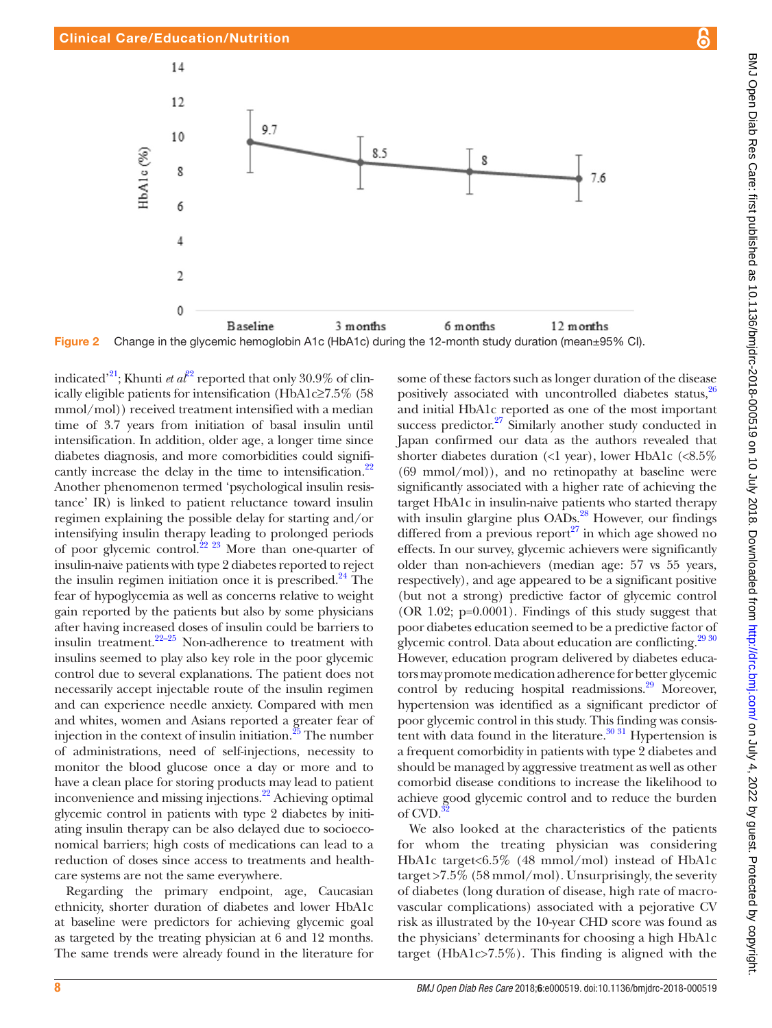Figure 2 Change in the glycemic hemoglobin A1c (HbA1c) during the 12-month study duration (mean±95% CI).

indicated'[21]; Khunti *et al*[22] reported that only 30.9% of clinically eligible patients for intensification (HbA1c≥7.5% (58 mmol/mol)) received treatment intensified with a median time of 3.7 years from initiation of basal insulin until intensification. In addition, older age, a longer time since diabetes diagnosis, and more comorbidities could significantly increase the delay in the time to intensification.[22] Another phenomenon termed 'psychological insulin resistance' IR) is linked to patient reluctance toward insulin regimen explaining the possible delay for starting and/or intensifying insulin therapy leading to prolonged periods of poor glycemic control.[22 23] More than one-quarter of insulin-naive patients with type 2 diabetes reported to reject the insulin regimen initiation once it is prescribed.[24] The fear of hypoglycemia as well as concerns relative to weight gain reported by the patients but also by some physicians after having increased doses of insulin could be barriers to insulin treatment.[22–25] Non-adherence to treatment with insulins seemed to play also key role in the poor glycemic control due to several explanations. The patient does not necessarily accept injectable route of the insulin regimen and can experience needle anxiety. Compared with men and whites, women and Asians reported a greater fear of injection in the context of insulin initiation.[25] The number of administrations, need of self-injections, necessity to monitor the blood glucose once a day or more and to have a clean place for storing products may lead to patient inconvenience and missing injections.[22] Achieving optimal glycemic control in patients with type 2 diabetes by initiating insulin therapy can be also delayed due to socioeconomical barriers; high costs of medications can lead to a reduction of doses since access to treatments and healthcare systems are not the same everywhere.

Regarding the primary endpoint, age, Caucasian ethnicity, shorter duration of diabetes and lower HbA1c at baseline were predictors for achieving glycemic goal as targeted by the treating physician at 6 and 12 months. The same trends were already found in the literature for some of these factors such as longer duration of the disease positively associated with uncontrolled diabetes status,[26] and initial HbA1c reported as one of the most important success predictor.[27] Similarly another study conducted in Japan confirmed our data as the authors revealed that shorter diabetes duration (<1 year), lower HbA1c (<8.5% (69 mmol/mol)), and no retinopathy at baseline were significantly associated with a higher rate of achieving the target HbA1c in insulin-naive patients who started therapy with insulin glargine plus OADs.[28] However, our findings differed from a previous report[27] in which age showed no effects. In our survey, glycemic achievers were significantly older than non-achievers (median age: 57 vs 55 years, respectively), and age appeared to be a significant positive (but not a strong) predictive factor of glycemic control (OR 1.02; p=0.0001). Findings of this study suggest that poor diabetes education seemed to be a predictive factor of glycemic control. Data about education are conflicting.[29 30] However, education program delivered by diabetes educators may promote medication adherence for better glycemic control by reducing hospital readmissions.[29] Moreover, hypertension was identified as a significant predictor of poor glycemic control in this study. This finding was consistent with data found in the literature.[30 31] Hypertension is a frequent comorbidity in patients with type 2 diabetes and should be managed by aggressive treatment as well as other comorbid disease conditions to increase the likelihood to achieve good glycemic control and to reduce the burden of CVD.[32]

We also looked at the characteristics of the patients for whom the treating physician was considering HbA1c target<6.5% (48 mmol/mol) instead of HbA1c target >7.5% (58 mmol/mol). Unsurprisingly, the severity of diabetes (long duration of disease, high rate of macrovascular complications) associated with a pejorative CV risk as illustrated by the 10-year CHD score was found as the physicians' determinants for choosing a high HbA1c target (HbA1c>7.5%). This finding is aligned with the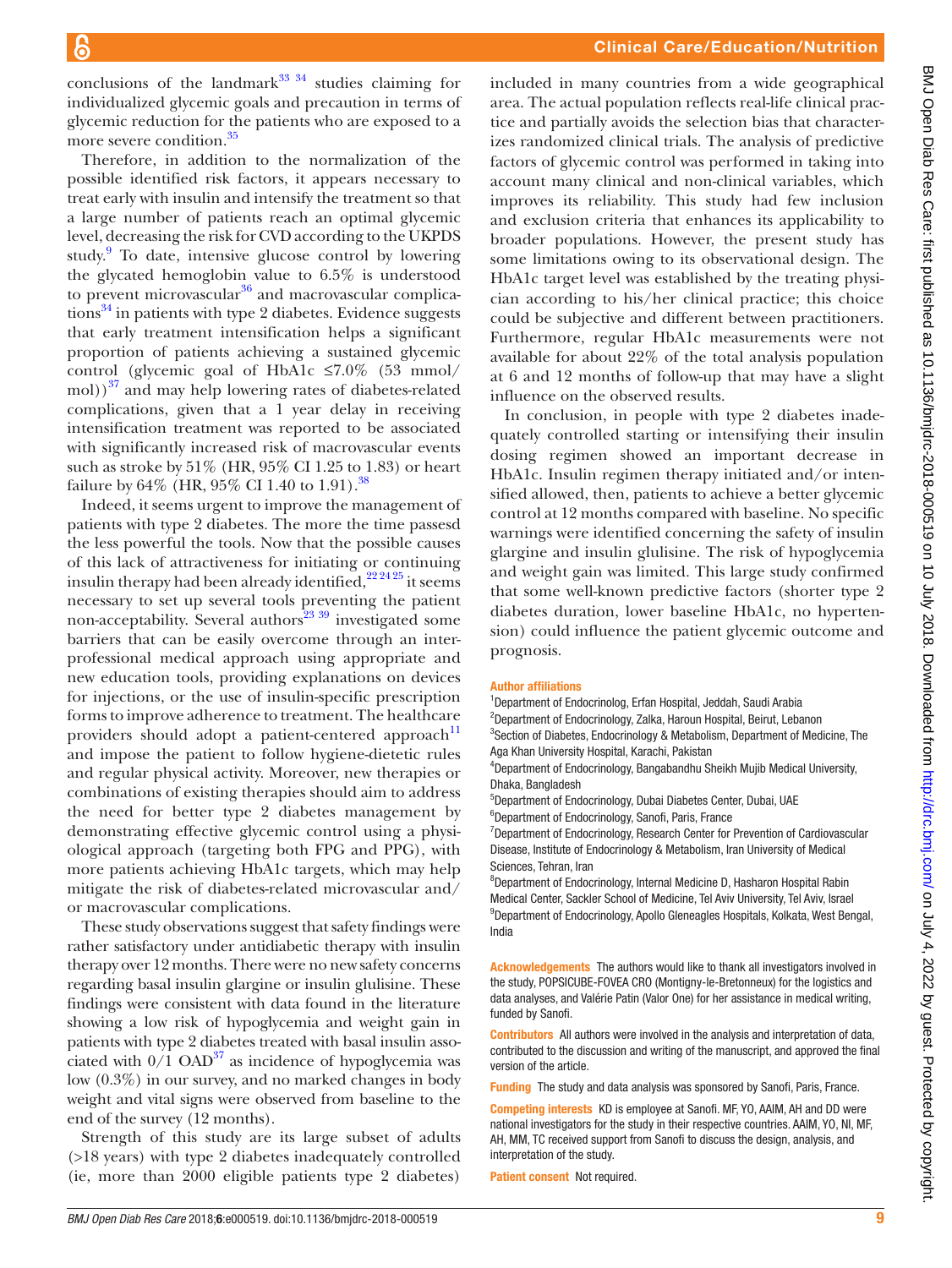conclusions of the landmark[33 34] studies claiming for individualized glycemic goals and precaution in terms of glycemic reduction for the patients who are exposed to a more severe condition.[35]

Therefore, in addition to the normalization of the possible identified risk factors, it appears necessary to treat early with insulin and intensify the treatment so that a large number of patients reach an optimal glycemic level, decreasing the risk for CVD according to the UKPDS study.[9] To date, intensive glucose control by lowering the glycated hemoglobin value to 6.5% is understood to prevent microvascular[36] and macrovascular complications[34] in patients with type 2 diabetes. Evidence suggests that early treatment intensification helps a significant proportion of patients achieving a sustained glycemic control (glycemic goal of HbA1c ≤7.0% (53 mmol/mol))[37] and may help lowering rates of diabetes-related complications, given that a 1 year delay in receiving intensification treatment was reported to be associated with significantly increased risk of macrovascular events such as stroke by 51% (HR, 95% CI 1.25 to 1.83) or heart failure by 64% (HR, 95% CI 1.40 to 1.91).[38]

Indeed, it seems urgent to improve the management of patients with type 2 diabetes. The more the time passesd the less powerful the tools. Now that the possible causes of this lack of attractiveness for initiating or continuing insulin therapy had been already identified,[22 24 25] it seems necessary to set up several tools preventing the patient non-acceptability. Several authors[23 39] investigated some barriers that can be easily overcome through an interprofessional medical approach using appropriate and new education tools, providing explanations on devices for injections, or the use of insulin-specific prescription forms to improve adherence to treatment. The healthcare providers should adopt a patient-centered approach[11] and impose the patient to follow hygiene-dietetic rules and regular physical activity. Moreover, new therapies or combinations of existing therapies should aim to address the need for better type 2 diabetes management by demonstrating effective glycemic control using a physiological approach (targeting both FPG and PPG), with more patients achieving HbA1c targets, which may help mitigate the risk of diabetes-related microvascular and/or macrovascular complications.

These study observations suggest that safety findings were rather satisfactory under antidiabetic therapy with insulin therapy over 12 months. There were no new safety concerns regarding basal insulin glargine or insulin glulisine. These findings were consistent with data found in the literature showing a low risk of hypoglycemia and weight gain in patients with type 2 diabetes treated with basal insulin associated with 0/1 OAD[37] as incidence of hypoglycemia was low (0.3%) in our survey, and no marked changes in body weight and vital signs were observed from baseline to the end of the survey (12 months).

Strength of this study are its large subset of adults (>18 years) with type 2 diabetes inadequately controlled (ie, more than 2000 eligible patients type 2 diabetes) included in many countries from a wide geographical area. The actual population reflects real-life clinical practice and partially avoids the selection bias that characterizes randomized clinical trials. The analysis of predictive factors of glycemic control was performed in taking into account many clinical and non-clinical variables, which improves its reliability. This study had few inclusion and exclusion criteria that enhances its applicability to broader populations. However, the present study has some limitations owing to its observational design. The HbA1c target level was established by the treating physician according to his/her clinical practice; this choice could be subjective and different between practitioners. Furthermore, regular HbA1c measurements were not available for about 22% of the total analysis population at 6 and 12 months of follow-up that may have a slight influence on the observed results.

In conclusion, in people with type 2 diabetes inadequately controlled starting or intensifying their insulin dosing regimen showed an important decrease in HbA1c. Insulin regimen therapy initiated and/or intensified allowed, then, patients to achieve a better glycemic control at 12 months compared with baseline. No specific warnings were identified concerning the safety of insulin glargine and insulin glulisine. The risk of hypoglycemia and weight gain was limited. This large study confirmed that some well-known predictive factors (shorter type 2 diabetes duration, lower baseline HbA1c, no hypertension) could influence the patient glycemic outcome and prognosis.

**Author affiliations**

[1]Department of Endocrinolog, Erfan Hospital, Jeddah, Saudi Arabia
[2]Department of Endocrinology, Zalka, Haroun Hospital, Beirut, Lebanon
[3]Section of Diabetes, Endocrinology & Metabolism, Department of Medicine, The Aga Khan University Hospital, Karachi, Pakistan
[4]Department of Endocrinology, Bangabandhu Sheikh Mujib Medical University, Dhaka, Bangladesh
[5]Department of Endocrinology, Dubai Diabetes Center, Dubai, UAE
[6]Department of Endocrinology, Sanofi, Paris, France
[7]Department of Endocrinology, Research Center for Prevention of Cardiovascular Disease, Institute of Endocrinology & Metabolism, Iran University of Medical Sciences, Tehran, Iran
[8]Department of Endocrinology, Internal Medicine D, Hasharon Hospital Rabin Medical Center, Sackler School of Medicine, Tel Aviv University, Tel Aviv, Israel
[9]Department of Endocrinology, Apollo Gleneagles Hospitals, Kolkata, West Bengal, India

**Acknowledgements** The authors would like to thank all investigators involved in the study, POPSICUBE-FOVEA CRO (Montigny-le-Bretonneux) for the logistics and data analyses, and Valérie Patin (Valor One) for her assistance in medical writing, funded by Sanofi.

**Contributors** All authors were involved in the analysis and interpretation of data, contributed to the discussion and writing of the manuscript, and approved the final version of the article.

**Funding** The study and data analysis was sponsored by Sanofi, Paris, France.

**Competing interests** KD is employee at Sanofi. MF, YO, AAIM, AH and DD were national investigators for the study in their respective countries. AAIM, YO, NI, MF, AH, MM, TC received support from Sanofi to discuss the design, analysis, and interpretation of the study.

**Patient consent** Not required.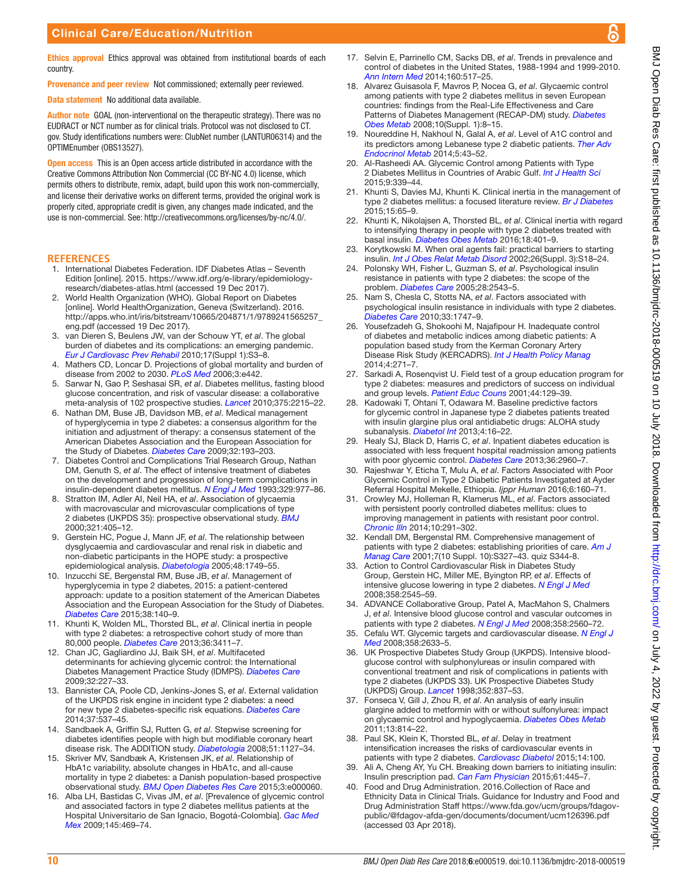**Ethics approval** Ethics approval was obtained from institutional boards of each country.

**Provenance and peer review** Not commissioned; externally peer reviewed.

**Data statement** No additional data available.

**Author note** GOAL (non-interventional on the therapeutic strategy). There was no EUDRACT or NCT number as for clinical trials. Protocol was not disclosed to CT.gov. Study identifications numbers were: ClubNet number (LANTUR06314) and the OPTIMEnumber (OBS13527).

**Open access** This is an Open access article distributed in accordance with the Creative Commons Attribution Non Commercial (CC BY-NC 4.0) license, which permits others to distribute, remix, adapt, build upon this work non-commercially, and license their derivative works on different terms, provided the original work is properly cited, appropriate credit is given, any changes made indicated, and the use is non-commercial. See: http://creativecommons.org/licenses/by-nc/4.0/.

## REFERENCES

1. International Diabetes Federation. IDF Diabetes Atlas – Seventh Edition [online]. 2015. https://www.idf.org/e-library/epidemiology-research/diabetes-atlas.html (accessed 19 Dec 2017).
2. World Health Organization (WHO). Global Report on Diabetes [online]. World HealthOrganization, Geneva (Switzerland). 2016. http://apps.who.int/iris/bitstream/10665/204871/1/9789241565257_eng.pdf (accessed 19 Dec 2017).
3. van Dieren S, Beulens JW, van der Schouw YT, *et al*. The global burden of diabetes and its complications: an emerging pandemic. *Eur J Cardiovasc Prev Rehabil* 2010;17(Suppl 1):S3–8.
4. Mathers CD, Loncar D. Projections of global mortality and burden of disease from 2002 to 2030. *PLoS Med* 2006;3:e442.
5. Sarwar N, Gao P, Seshasai SR, *et al*. Diabetes mellitus, fasting blood glucose concentration, and risk of vascular disease: a collaborative meta-analysis of 102 prospective studies. *Lancet* 2010;375:2215–22.
6. Nathan DM, Buse JB, Davidson MB, *et al*. Medical management of hyperglycemia in type 2 diabetes: a consensus algorithm for the initiation and adjustment of therapy: a consensus statement of the American Diabetes Association and the European Association for the Study of Diabetes. *Diabetes Care* 2009;32:193–203.
7. Diabetes Control and Complications Trial Research Group, Nathan DM, Genuth S, *et al*. The effect of intensive treatment of diabetes on the development and progression of long-term complications in insulin-dependent diabetes mellitus. *N Engl J Med* 1993;329:977–86.
8. Stratton IM, Adler AI, Neil HA, *et al*. Association of glycaemia with macrovascular and microvascular complications of type 2 diabetes (UKPDS 35): prospective observational study. *BMJ* 2000;321:405–12.
9. Gerstein HC, Pogue J, Mann JF, *et al*. The relationship between dysglycaemia and cardiovascular and renal risk in diabetic and non-diabetic participants in the HOPE study: a prospective epidemiological analysis. *Diabetologia* 2005;48:1749–55.
10. Inzucchi SE, Bergenstal RM, Buse JB, *et al*. Management of hyperglycemia in type 2 diabetes, 2015: a patient-centered approach: update to a position statement of the American Diabetes Association and the European Association for the Study of Diabetes. *Diabetes Care* 2015;38:140–9.
11. Khunti K, Wolden ML, Thorsted BL, *et al*. Clinical inertia in people with type 2 diabetes: a retrospective cohort study of more than 80,000 people. *Diabetes Care* 2013;36:3411–7.
12. Chan JC, Gagliardino JJ, Baik SH, *et al*. Multifaceted determinants for achieving glycemic control: the International Diabetes Management Practice Study (IDMPS). *Diabetes Care* 2009;32:227–33.
13. Bannister CA, Poole CD, Jenkins-Jones S, *et al*. External validation of the UKPDS risk engine in incident type 2 diabetes: a need for new type 2 diabetes-specific risk equations. *Diabetes Care* 2014;37:537–45.
14. Sandbaek A, Griffin SJ, Rutten G, *et al*. Stepwise screening for diabetes identifies people with high but modifiable coronary heart disease risk. The ADDITION study. *Diabetologia* 2008;51:1127–34.
15. Skriver MV, Sandbæk A, Kristensen JK, *et al*. Relationship of HbA1c variability, absolute changes in HbA1c, and all-cause mortality in type 2 diabetes: a Danish population-based prospective observational study. *BMJ Open Diabetes Res Care* 2015;3:e000060.
16. Alba LH, Bastidas C, Vivas JM, *et al*. [Prevalence of glycemic control and associated factors in type 2 diabetes mellitus patients at the Hospital Universitario de San Ignacio, Bogotá-Colombia]. *Gac Med Mex* 2009;145:469–74.
17. Selvin E, Parrinello CM, Sacks DB, *et al*. Trends in prevalence and control of diabetes in the United States, 1988-1994 and 1999-2010. *Ann Intern Med* 2014;160:517–25.
18. Alvarez Guisasola F, Mavros P, Nocea G, *et al*. Glycaemic control among patients with type 2 diabetes mellitus in seven European countries: findings from the Real-Life Effectiveness and Care Patterns of Diabetes Management (RECAP-DM) study. *Diabetes Obes Metab* 2008;10(Suppl. 1):8–15.
19. Noureddine H, Nakhoul N, Galal A, *et al*. Level of A1C control and its predictors among Lebanese type 2 diabetic patients. *Ther Adv Endocrinol Metab* 2014;5:43–52.
20. Al-Rasheedi AA. Glycemic Control among Patients with Type 2 Diabetes Mellitus in Countries of Arabic Gulf. *Int J Health Sci* 2015;9:339–44.
21. Khunti S, Davies MJ, Khunti K. Clinical inertia in the management of type 2 diabetes mellitus: a focused literature review. *Br J Diabetes* 2015;15:65–9.
22. Khunti K, Nikolajsen A, Thorsted BL, *et al*. Clinical inertia with regard to intensifying therapy in people with type 2 diabetes treated with basal insulin. *Diabetes Obes Metab* 2016;18:401–9.
23. Korytkowski M. When oral agents fail: practical barriers to starting insulin. *Int J Obes Relat Metab Disord* 2002;26(Suppl. 3):S18–24.
24. Polonsky WH, Fisher L, Guzman S, *et al*. Psychological insulin resistance in patients with type 2 diabetes: the scope of the problem. *Diabetes Care* 2005;28:2543–5.
25. Nam S, Chesla C, Stotts NA, *et al*. Factors associated with psychological insulin resistance in individuals with type 2 diabetes. *Diabetes Care* 2010;33:1747–9.
26. Yousefzadeh G, Shokoohi M, Najafipour H. Inadequate control of diabetes and metabolic indices among diabetic patients: A population based study from the Kerman Coronary Artery Disease Risk Study (KERCADRS). *Int J Health Policy Manag* 2014;4:271–7.
27. Sarkadi A, Rosenqvist U. Field test of a group education program for type 2 diabetes: measures and predictors of success on individual and group levels. *Patient Educ Couns* 2001;44:129–39.
28. Kadowaki T, Ohtani T, Odawara M. Baseline predictive factors for glycemic control in Japanese type 2 diabetes patients treated with insulin glargine plus oral antidiabetic drugs: ALOHA study subanalysis. *Diabetol Int* 2013;4:16–22.
29. Healy SJ, Black D, Harris C, *et al*. Inpatient diabetes education is associated with less frequent hospital readmission among patients with poor glycemic control. *Diabetes Care* 2013;36:2960–7.
30. Rajeshwar Y, Eticha T, Mulu A, *et al*. Factors Associated with Poor Glycemic Control in Type 2 Diabetic Patients Investigated at Ayder Referral Hospital Mekelle, Ethiopia. *Ijppr Human* 2016;6:160–71.
31. Crowley MJ, Holleman R, Klamerus ML, *et al*. Factors associated with persistent poorly controlled diabetes mellitus: clues to improving management in patients with resistant poor control. *Chronic Illn* 2014;10:291–302.
32. Kendall DM, Bergenstal RM. Comprehensive management of patients with type 2 diabetes: establishing priorities of care. *Am J Manag Care* 2001;7(10 Suppl. 10):S327–43. quiz S344-8.
33. Action to Control Cardiovascular Risk in Diabetes Study Group, Gerstein HC, Miller ME, Byington RP, *et al*. Effects of intensive glucose lowering in type 2 diabetes. *N Engl J Med* 2008;358:2545–59.
34. ADVANCE Collaborative Group, Patel A, MacMahon S, Chalmers J, *et al*. Intensive blood glucose control and vascular outcomes in patients with type 2 diabetes. *N Engl J Med* 2008;358:2560–72.
35. Cefalu WT. Glycemic targets and cardiovascular disease. *N Engl J Med* 2008;358:2633–5.
36. UK Prospective Diabetes Study Group (UKPDS). Intensive blood-glucose control with sulphonylureas or insulin compared with conventional treatment and risk of complications in patients with type 2 diabetes (UKPDS 33). UK Prospective Diabetes Study (UKPDS) Group. *Lancet* 1998;352:837–53.
37. Fonseca V, Gill J, Zhou R, *et al*. An analysis of early insulin glargine added to metformin with or without sulfonylurea: impact on glycaemic control and hypoglycaemia. *Diabetes Obes Metab* 2011;13:814–22.
38. Paul SK, Klein K, Thorsted BL, *et al*. Delay in treatment intensification increases the risks of cardiovascular events in patients with type 2 diabetes. *Cardiovasc Diabetol* 2015;14:100.
39. Ali A, Cheng AY, Yu CH. Breaking down barriers to initiating insulin: Insulin prescription pad. *Can Fam Physician* 2015;61:445–7.
40. Food and Drug Administration. 2016.Collection of Race and Ethnicity Data in Clinical Trials. Guidance for Industry and Food and Drug Administration Staff https://www.fda.gov/ucm/groups/fdagov-public/@fdagov-afda-gen/documents/document/ucm126396.pdf (accessed 03 Apr 2018).